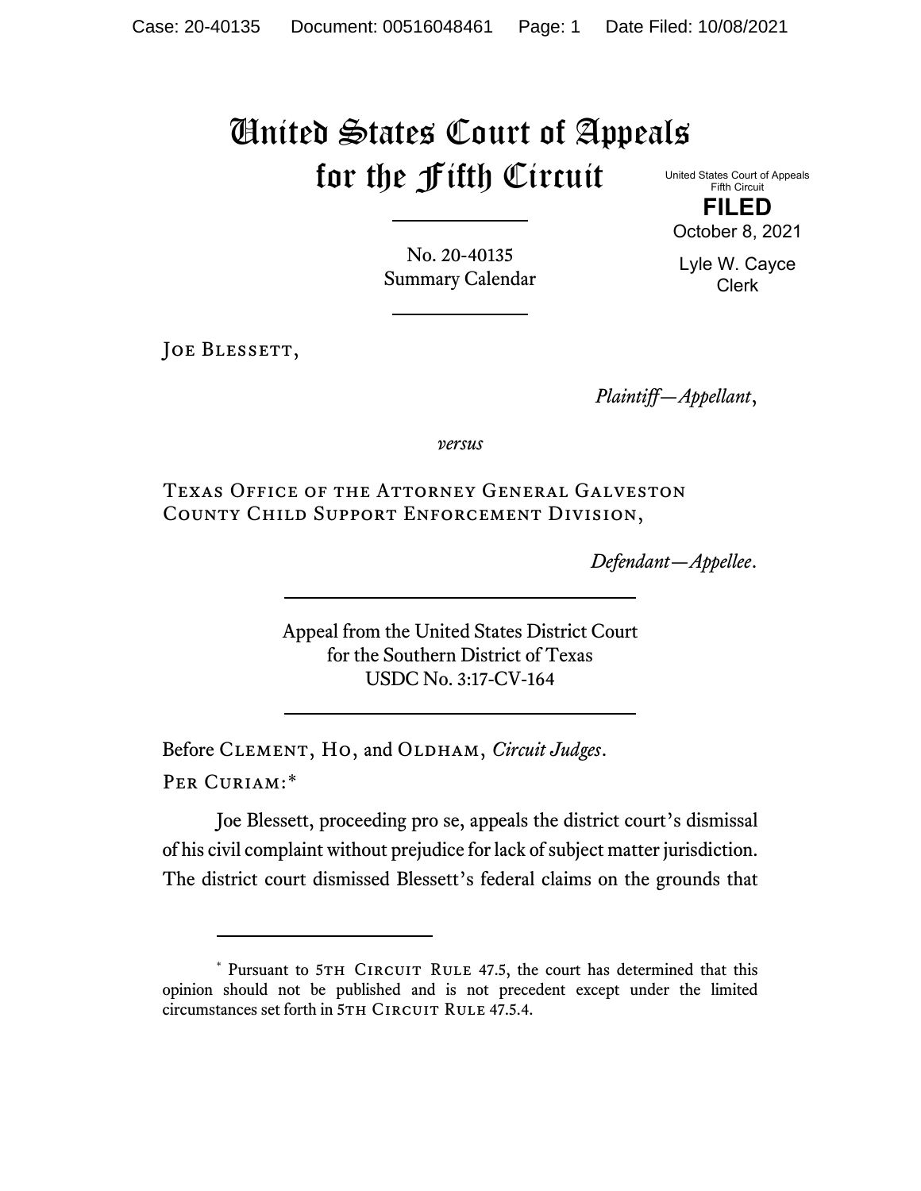# United States Court of Appeals for the Fifth Circuit

United States Court of Appeals
Fifth Circuit

**FILED**

October 8, 2021

Lyle W. Cayce
Clerk

No. 20-40135
Summary Calendar

Joe Blessett,

*Plaintiff—Appellant*,

*versus*

Texas Office of the Attorney General Galveston County Child Support Enforcement Division,

*Defendant—Appellee*.

Appeal from the United States District Court
for the Southern District of Texas
USDC No. 3:17-CV-164

Before Clement, Ho, and Oldham, *Circuit Judges*.

Per Curiam:*

Joe Blessett, proceeding pro se, appeals the district court's dismissal of his civil complaint without prejudice for lack of subject matter jurisdiction. The district court dismissed Blessett's federal claims on the grounds that

---

\* Pursuant to 5th Circuit Rule 47.5, the court has determined that this opinion should not be published and is not precedent except under the limited circumstances set forth in 5th Circuit Rule 47.5.4.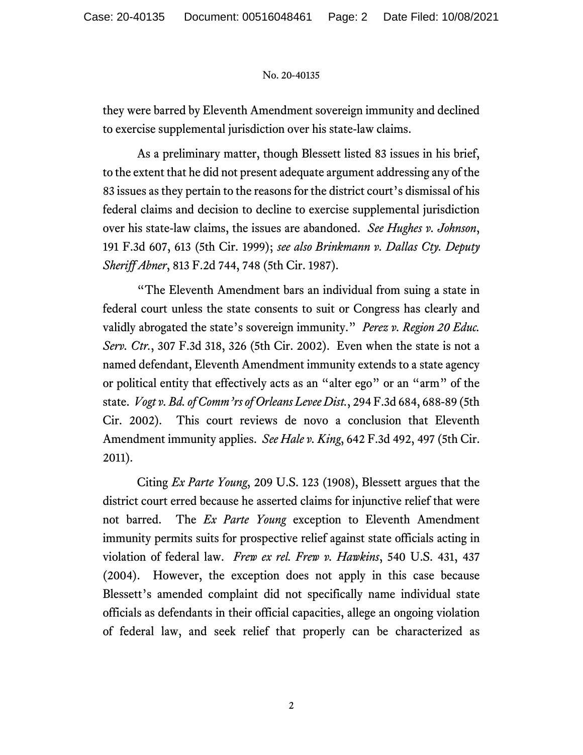they were barred by Eleventh Amendment sovereign immunity and declined to exercise supplemental jurisdiction over his state-law claims.

As a preliminary matter, though Blessett listed 83 issues in his brief, to the extent that he did not present adequate argument addressing any of the 83 issues as they pertain to the reasons for the district court's dismissal of his federal claims and decision to decline to exercise supplemental jurisdiction over his state-law claims, the issues are abandoned. *See Hughes v. Johnson*, 191 F.3d 607, 613 (5th Cir. 1999); *see also Brinkmann v. Dallas Cty. Deputy Sheriff Abner*, 813 F.2d 744, 748 (5th Cir. 1987).

"The Eleventh Amendment bars an individual from suing a state in federal court unless the state consents to suit or Congress has clearly and validly abrogated the state's sovereign immunity." *Perez v. Region 20 Educ. Serv. Ctr.*, 307 F.3d 318, 326 (5th Cir. 2002). Even when the state is not a named defendant, Eleventh Amendment immunity extends to a state agency or political entity that effectively acts as an "alter ego" or an "arm" of the state. *Vogt v. Bd. of Comm'rs of Orleans Levee Dist.*, 294 F.3d 684, 688-89 (5th Cir. 2002). This court reviews de novo a conclusion that Eleventh Amendment immunity applies. *See Hale v. King*, 642 F.3d 492, 497 (5th Cir. 2011).

Citing *Ex Parte Young*, 209 U.S. 123 (1908), Blessett argues that the district court erred because he asserted claims for injunctive relief that were not barred. The *Ex Parte Young* exception to Eleventh Amendment immunity permits suits for prospective relief against state officials acting in violation of federal law. *Frew ex rel. Frew v. Hawkins*, 540 U.S. 431, 437 (2004). However, the exception does not apply in this case because Blessett's amended complaint did not specifically name individual state officials as defendants in their official capacities, allege an ongoing violation of federal law, and seek relief that properly can be characterized as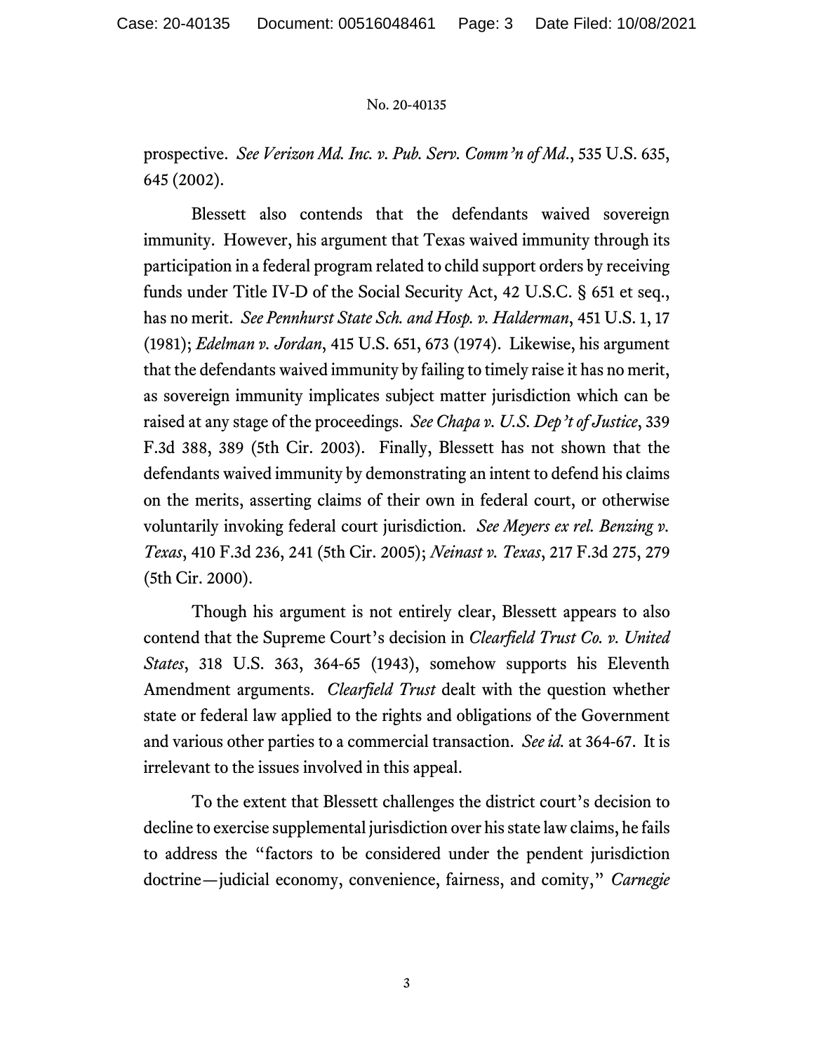prospective. *See Verizon Md. Inc. v. Pub. Serv. Comm'n of Md.*, 535 U.S. 635, 645 (2002).

Blessett also contends that the defendants waived sovereign immunity. However, his argument that Texas waived immunity through its participation in a federal program related to child support orders by receiving funds under Title IV-D of the Social Security Act, 42 U.S.C. § 651 et seq., has no merit. *See Pennhurst State Sch. and Hosp. v. Halderman*, 451 U.S. 1, 17 (1981); *Edelman v. Jordan*, 415 U.S. 651, 673 (1974). Likewise, his argument that the defendants waived immunity by failing to timely raise it has no merit, as sovereign immunity implicates subject matter jurisdiction which can be raised at any stage of the proceedings. *See Chapa v. U.S. Dep't of Justice*, 339 F.3d 388, 389 (5th Cir. 2003). Finally, Blessett has not shown that the defendants waived immunity by demonstrating an intent to defend his claims on the merits, asserting claims of their own in federal court, or otherwise voluntarily invoking federal court jurisdiction. *See Meyers ex rel. Benzing v. Texas*, 410 F.3d 236, 241 (5th Cir. 2005); *Neinast v. Texas*, 217 F.3d 275, 279 (5th Cir. 2000).

Though his argument is not entirely clear, Blessett appears to also contend that the Supreme Court's decision in *Clearfield Trust Co. v. United States*, 318 U.S. 363, 364-65 (1943), somehow supports his Eleventh Amendment arguments. *Clearfield Trust* dealt with the question whether state or federal law applied to the rights and obligations of the Government and various other parties to a commercial transaction. *See id.* at 364-67. It is irrelevant to the issues involved in this appeal.

To the extent that Blessett challenges the district court's decision to decline to exercise supplemental jurisdiction over his state law claims, he fails to address the "factors to be considered under the pendent jurisdiction doctrine—judicial economy, convenience, fairness, and comity," *Carnegie*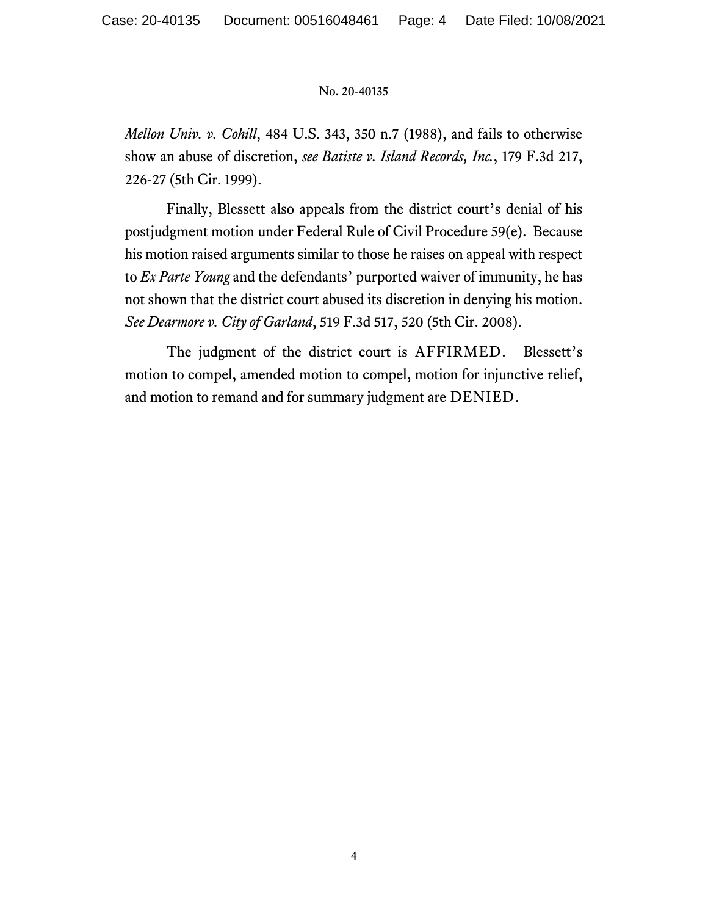*Mellon Univ. v. Cohill*, 484 U.S. 343, 350 n.7 (1988), and fails to otherwise show an abuse of discretion, *see Batiste v. Island Records, Inc.*, 179 F.3d 217, 226-27 (5th Cir. 1999).

Finally, Blessett also appeals from the district court's denial of his postjudgment motion under Federal Rule of Civil Procedure 59(e). Because his motion raised arguments similar to those he raises on appeal with respect to *Ex Parte Young* and the defendants' purported waiver of immunity, he has not shown that the district court abused its discretion in denying his motion. *See Dearmore v. City of Garland*, 519 F.3d 517, 520 (5th Cir. 2008).

The judgment of the district court is AFFIRMED. Blessett's motion to compel, amended motion to compel, motion for injunctive relief, and motion to remand and for summary judgment are DENIED.